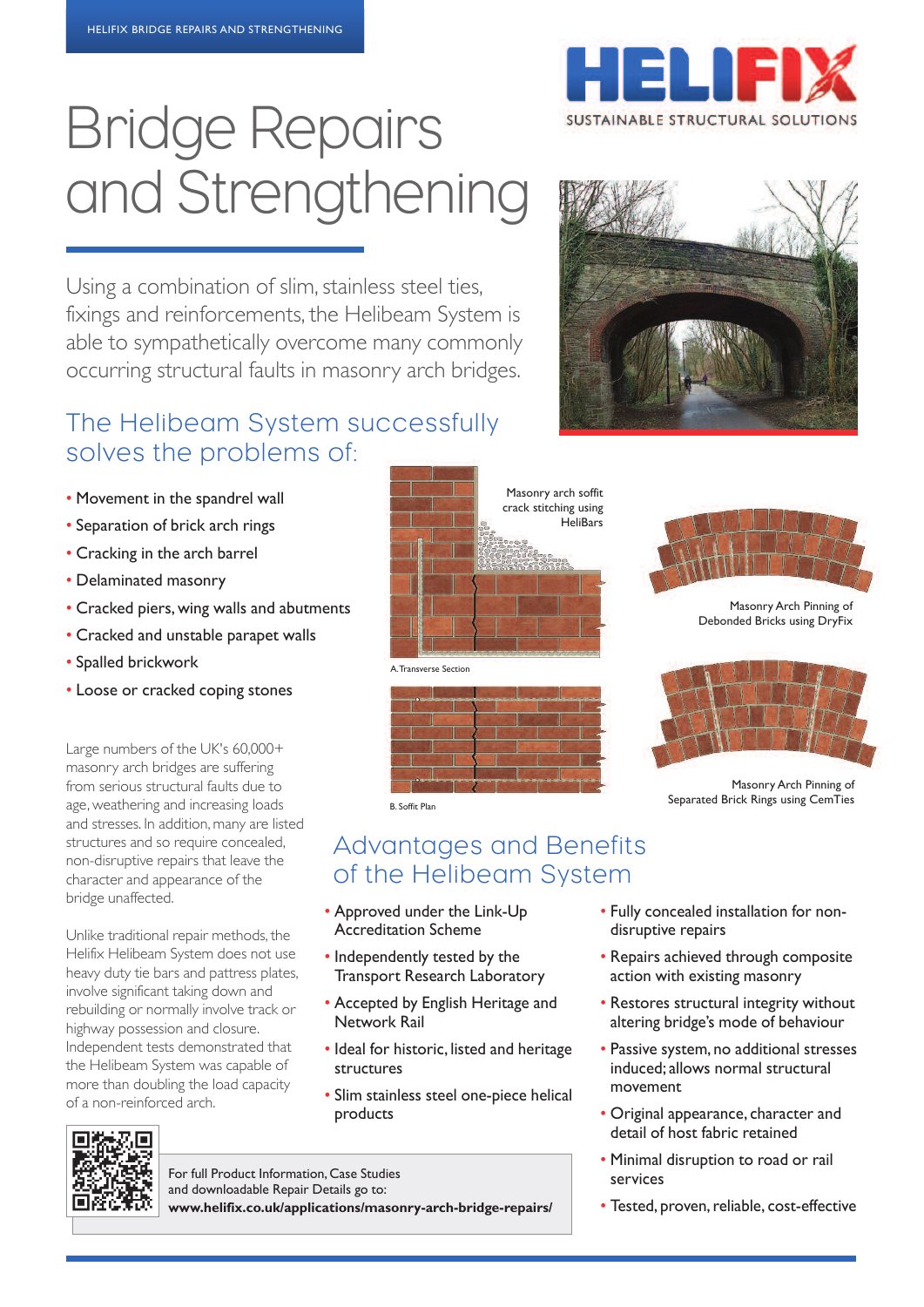HELIFIX BRIDGE REPAIRS AND STRENGTHENING

HELIFIX
SUSTAINABLE STRUCTURAL SOLUTIONS

# Bridge Repairs and Strengthening

Using a combination of slim, stainless steel ties, fixings and reinforcements, the Helibeam System is able to sympathetically overcome many commonly occurring structural faults in masonry arch bridges.

## The Helibeam System successfully solves the problems of:

- Movement in the spandrel wall
- Separation of brick arch rings
- Cracking in the arch barrel
- Delaminated masonry
- Cracked piers, wing walls and abutments
- Cracked and unstable parapet walls
- Spalled brickwork
- Loose or cracked coping stones

Large numbers of the UK's 60,000+ masonry arch bridges are suffering from serious structural faults due to age, weathering and increasing loads and stresses. In addition, many are listed structures and so require concealed, non-disruptive repairs that leave the character and appearance of the bridge unaffected.

Unlike traditional repair methods, the Helifix Helibeam System does not use heavy duty tie bars and pattress plates, involve significant taking down and rebuilding or normally involve track or highway possession and closure. Independent tests demonstrated that the Helibeam System was capable of more than doubling the load capacity of a non-reinforced arch.

Masonry arch soffit crack stitching using HeliBars

A. Transverse Section

B. Soffit Plan

Masonry Arch Pinning of Debonded Bricks using DryFix

Masonry Arch Pinning of Separated Brick Rings using CemTies

## Advantages and Benefits of the Helibeam System

- Approved under the Link-Up Accreditation Scheme
- Independently tested by the Transport Research Laboratory
- Accepted by English Heritage and Network Rail
- Ideal for historic, listed and heritage structures
- Slim stainless steel one-piece helical products
- Fully concealed installation for non-disruptive repairs
- Repairs achieved through composite action with existing masonry
- Restores structural integrity without altering bridge's mode of behaviour
- Passive system, no additional stresses induced; allows normal structural movement
- Original appearance, character and detail of host fabric retained
- Minimal disruption to road or rail services
- Tested, proven, reliable, cost-effective

For full Product Information, Case Studies and downloadable Repair Details go to:
**www.helifix.co.uk/applications/masonry-arch-bridge-repairs/**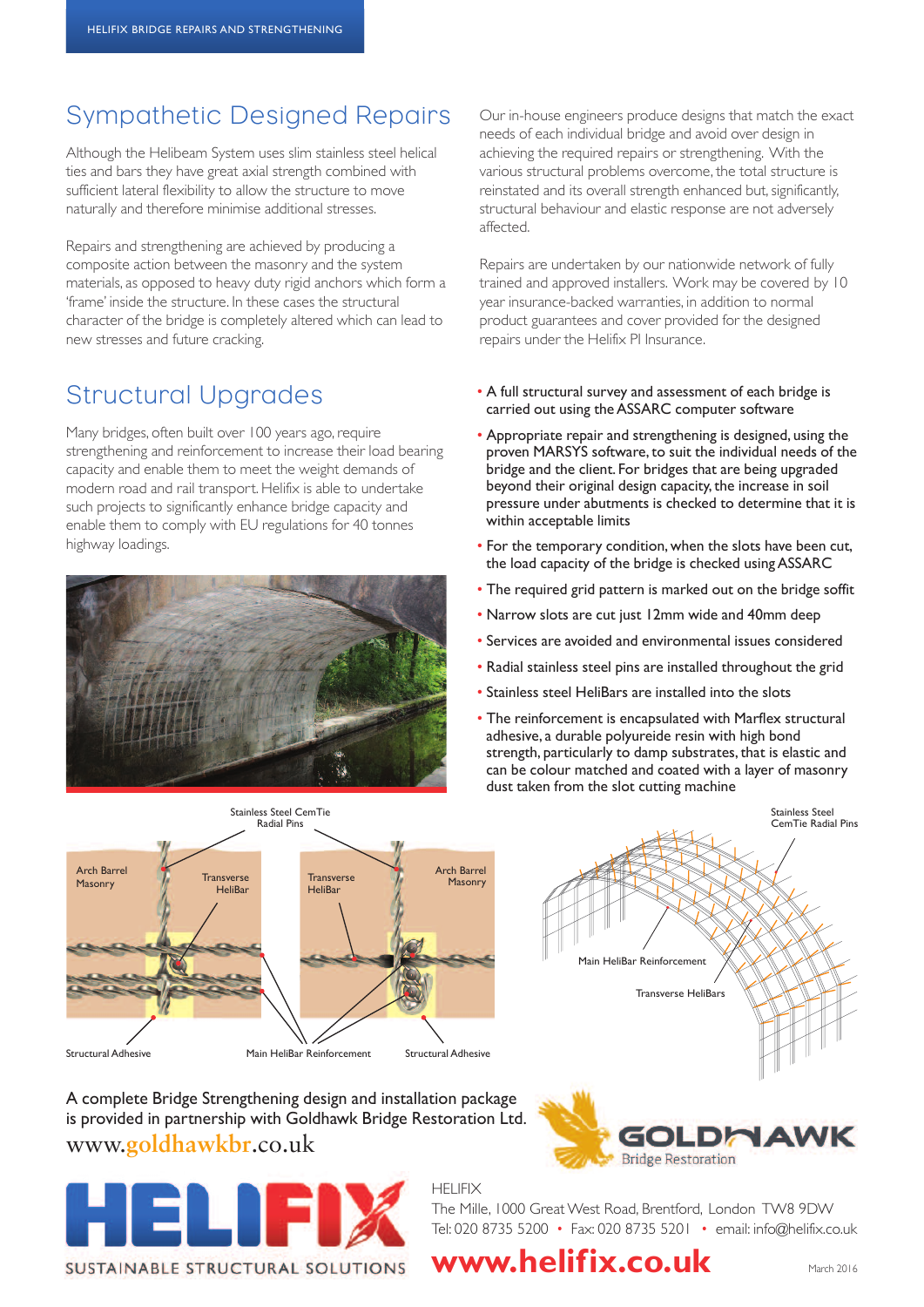## Sympathetic Designed Repairs

Although the Helibeam System uses slim stainless steel helical ties and bars they have great axial strength combined with sufficient lateral flexibility to allow the structure to move naturally and therefore minimise additional stresses.

Repairs and strengthening are achieved by producing a composite action between the masonry and the system materials, as opposed to heavy duty rigid anchors which form a 'frame' inside the structure. In these cases the structural character of the bridge is completely altered which can lead to new stresses and future cracking.

Our in-house engineers produce designs that match the exact needs of each individual bridge and avoid over design in achieving the required repairs or strengthening. With the various structural problems overcome, the total structure is reinstated and its overall strength enhanced but, significantly, structural behaviour and elastic response are not adversely affected.

Repairs are undertaken by our nationwide network of fully trained and approved installers. Work may be covered by 10 year insurance-backed warranties, in addition to normal product guarantees and cover provided for the designed repairs under the Helifix PI Insurance.

## Structural Upgrades

Many bridges, often built over 100 years ago, require strengthening and reinforcement to increase their load bearing capacity and enable them to meet the weight demands of modern road and rail transport. Helifix is able to undertake such projects to significantly enhance bridge capacity and enable them to comply with EU regulations for 40 tonnes highway loadings.

- A full structural survey and assessment of each bridge is carried out using the ASSARC computer software
- Appropriate repair and strengthening is designed, using the proven MARSYS software, to suit the individual needs of the bridge and the client. For bridges that are being upgraded beyond their original design capacity, the increase in soil pressure under abutments is checked to determine that it is within acceptable limits
- For the temporary condition, when the slots have been cut, the load capacity of the bridge is checked using ASSARC
- The required grid pattern is marked out on the bridge soffit
- Narrow slots are cut just 12mm wide and 40mm deep
- Services are avoided and environmental issues considered
- Radial stainless steel pins are installed throughout the grid
- Stainless steel HeliBars are installed into the slots
- The reinforcement is encapsulated with Marflex structural adhesive, a durable polyureide resin with high bond strength, particularly to damp substrates, that is elastic and can be colour matched and coated with a layer of masonry dust taken from the slot cutting machine

Stainless Steel CemTie Radial Pins
Arch Barrel Masonry
Transverse HeliBar
Transverse HeliBar
Arch Barrel Masonry
Structural Adhesive
Main HeliBar Reinforcement
Structural Adhesive

Stainless Steel CemTie Radial Pins
Main HeliBar Reinforcement
Transverse HeliBars

A complete Bridge Strengthening design and installation package is provided in partnership with Goldhawk Bridge Restoration Ltd.
www.goldhawkbr.co.uk

GOLDHAWK Bridge Restoration

HELIFIX
SUSTAINABLE STRUCTURAL SOLUTIONS

HELIFIX
The Mille, 1000 Great West Road, Brentford, London TW8 9DW
Tel: 020 8735 5200 • Fax: 020 8735 5201 • email: info@helifix.co.uk

**www.helifix.co.uk**

March 2016